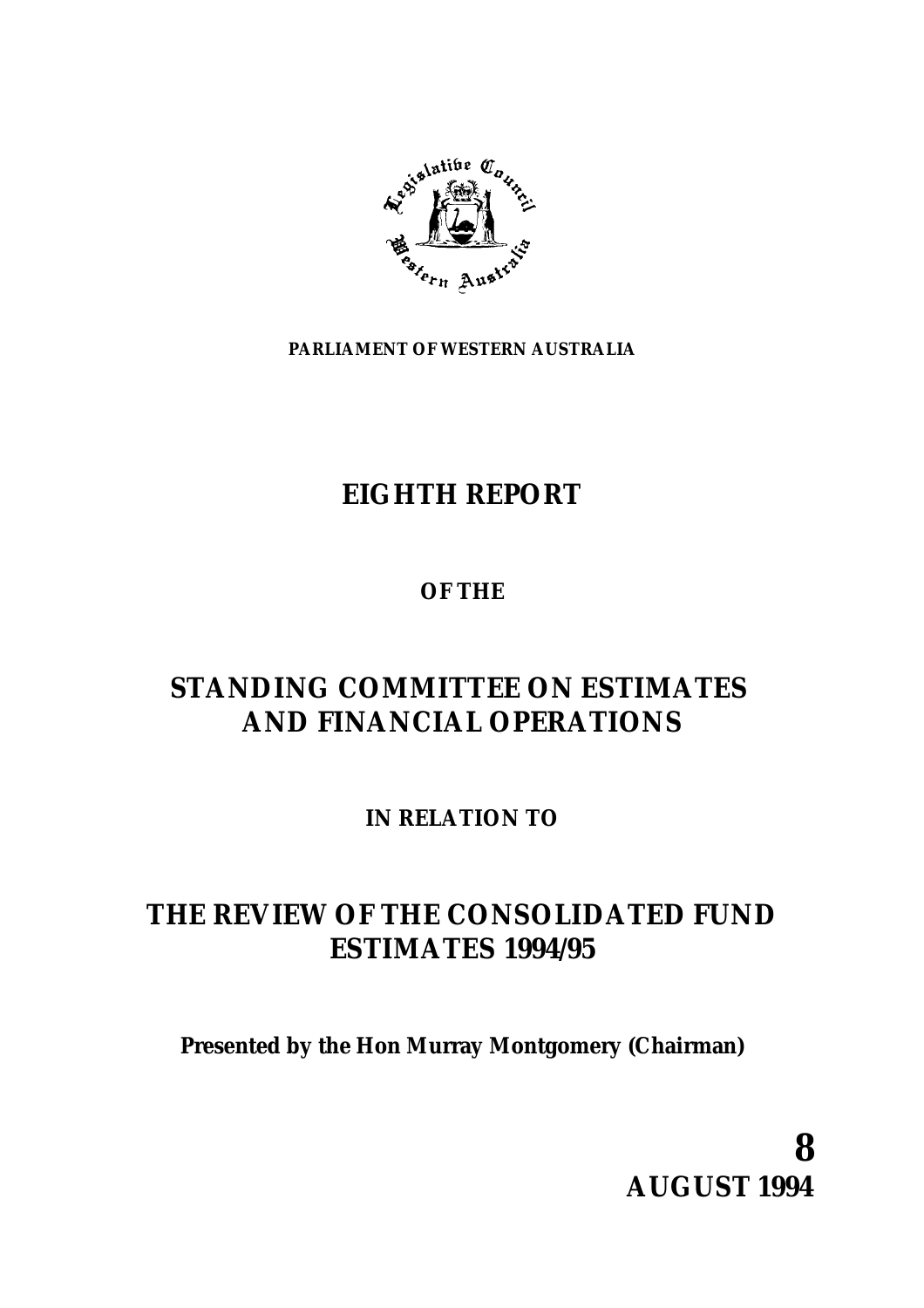**PARLIAMENT OF WESTERN AUSTRALIA**

# EIGHTH REPORT

## OF THE

# STANDING COMMITTEE ON ESTIMATES AND FINANCIAL OPERATIONS

## IN RELATION TO

# THE REVIEW OF THE CONSOLIDATED FUND ESTIMATES 1994/95

**Presented by the Hon Murray Montgomery (Chairman)**

**8**
**AUGUST 1994**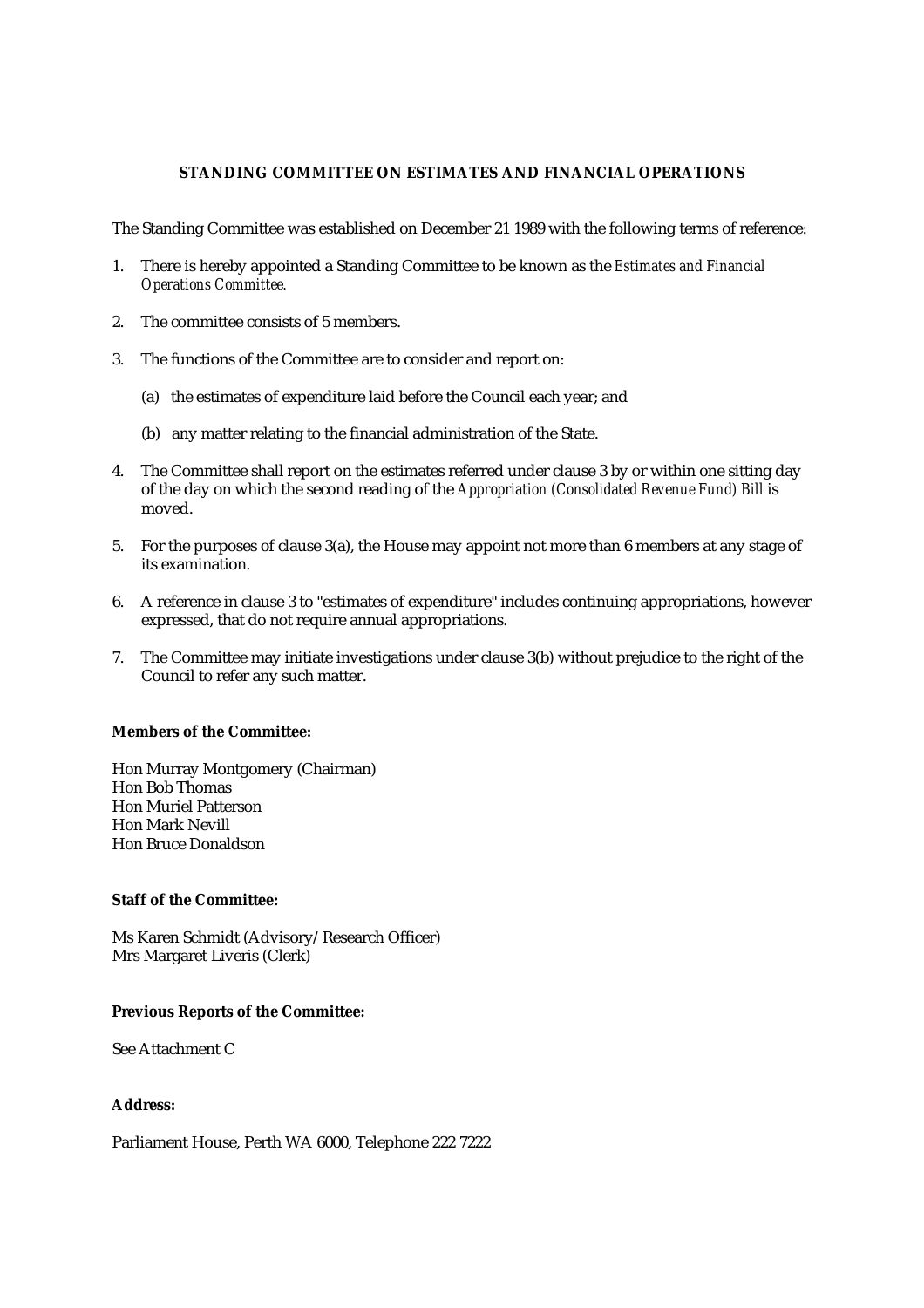## STANDING COMMITTEE ON ESTIMATES AND FINANCIAL OPERATIONS

The Standing Committee was established on December 21 1989 with the following terms of reference:

1. There is hereby appointed a Standing Committee to be known as the *Estimates and Financial Operations Committee.*

2. The committee consists of 5 members.

3. The functions of the Committee are to consider and report on:

   (a) the estimates of expenditure laid before the Council each year; and

   (b) any matter relating to the financial administration of the State.

4. The Committee shall report on the estimates referred under clause 3 by or within one sitting day of the day on which the second reading of the *Appropriation (Consolidated Revenue Fund) Bill* is moved.

5. For the purposes of clause 3(a), the House may appoint not more than 6 members at any stage of its examination.

6. A reference in clause 3 to "estimates of expenditure" includes continuing appropriations, however expressed, that do not require annual appropriations.

7. The Committee may initiate investigations under clause 3(b) without prejudice to the right of the Council to refer any such matter.

**Members of the Committee:**

Hon Murray Montgomery (Chairman)
Hon Bob Thomas
Hon Muriel Patterson
Hon Mark Nevill
Hon Bruce Donaldson

**Staff of the Committee:**

Ms Karen Schmidt (Advisory/Research Officer)
Mrs Margaret Liveris (Clerk)

**Previous Reports of the Committee:**

See Attachment C

**Address:**

Parliament House, Perth WA 6000, Telephone 222 7222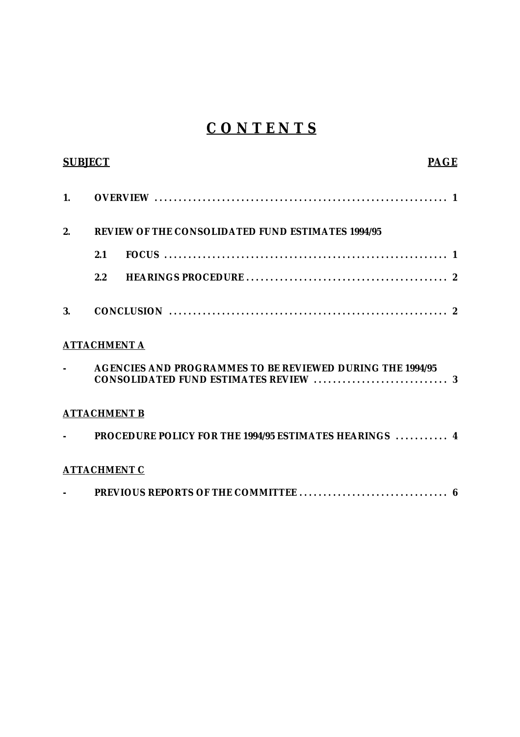# C O N T E N T S

| SUBJECT | | PAGE |
|---|---|---|
| **1.** | **OVERVIEW** | **1** |
| **2.** | **REVIEW OF THE CONSOLIDATED FUND ESTIMATES 1994/95** | |
| | **2.1 FOCUS** | **1** |
| | **2.2 HEARINGS PROCEDURE** | **2** |
| **3.** | **CONCLUSION** | **2** |

**ATTACHMENT A**

**- AGENCIES AND PROGRAMMES TO BE REVIEWED DURING THE 1994/95 CONSOLIDATED FUND ESTIMATES REVIEW ..... 3**

**ATTACHMENT B**

**- PROCEDURE POLICY FOR THE 1994/95 ESTIMATES HEARINGS ..... 4**

**ATTACHMENT C**

**- PREVIOUS REPORTS OF THE COMMITTEE ..... 6**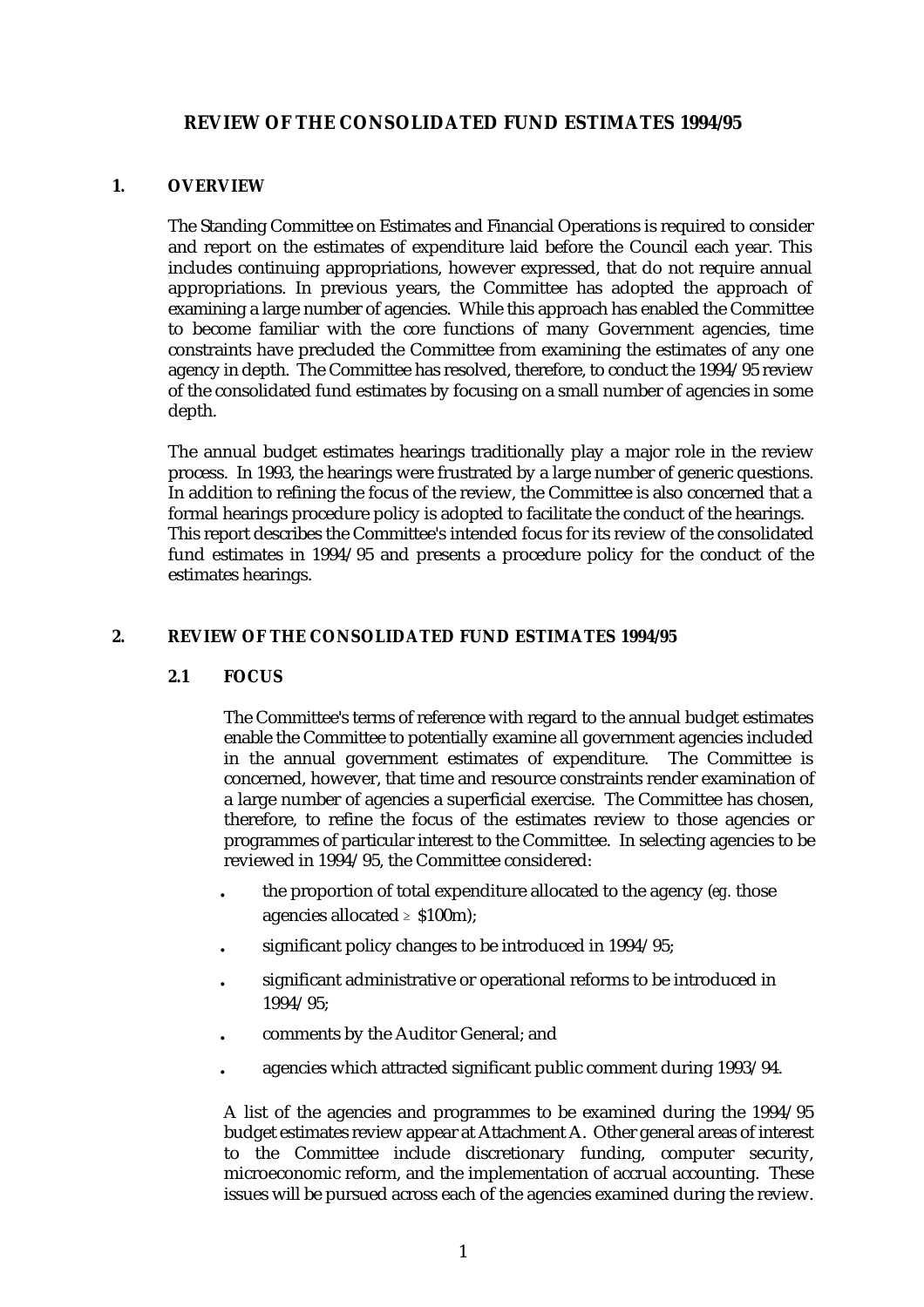# REVIEW OF THE CONSOLIDATED FUND ESTIMATES 1994/95

## 1. OVERVIEW

The Standing Committee on Estimates and Financial Operations is required to consider and report on the estimates of expenditure laid before the Council each year. This includes continuing appropriations, however expressed, that do not require annual appropriations. In previous years, the Committee has adopted the approach of examining a large number of agencies. While this approach has enabled the Committee to become familiar with the core functions of many Government agencies, time constraints have precluded the Committee from examining the estimates of any one agency in depth. The Committee has resolved, therefore, to conduct the 1994/95 review of the consolidated fund estimates by focusing on a small number of agencies in some depth.

The annual budget estimates hearings traditionally play a major role in the review process. In 1993, the hearings were frustrated by a large number of generic questions. In addition to refining the focus of the review, the Committee is also concerned that a formal hearings procedure policy is adopted to facilitate the conduct of the hearings. This report describes the Committee's intended focus for its review of the consolidated fund estimates in 1994/95 and presents a procedure policy for the conduct of the estimates hearings.

## 2. REVIEW OF THE CONSOLIDATED FUND ESTIMATES 1994/95

### 2.1 FOCUS

The Committee's terms of reference with regard to the annual budget estimates enable the Committee to potentially examine all government agencies included in the annual government estimates of expenditure. The Committee is concerned, however, that time and resource constraints render examination of a large number of agencies a superficial exercise. The Committee has chosen, therefore, to refine the focus of the estimates review to those agencies or programmes of particular interest to the Committee. In selecting agencies to be reviewed in 1994/95, the Committee considered:

- the proportion of total expenditure allocated to the agency (*eg.* those agencies allocated ≥ \$100m);
- significant policy changes to be introduced in 1994/95;
- significant administrative or operational reforms to be introduced in 1994/95;
- comments by the Auditor General; and
- agencies which attracted significant public comment during 1993/94.

A list of the agencies and programmes to be examined during the 1994/95 budget estimates review appear at Attachment A. Other general areas of interest to the Committee include discretionary funding, computer security, microeconomic reform, and the implementation of accrual accounting. These issues will be pursued across each of the agencies examined during the review.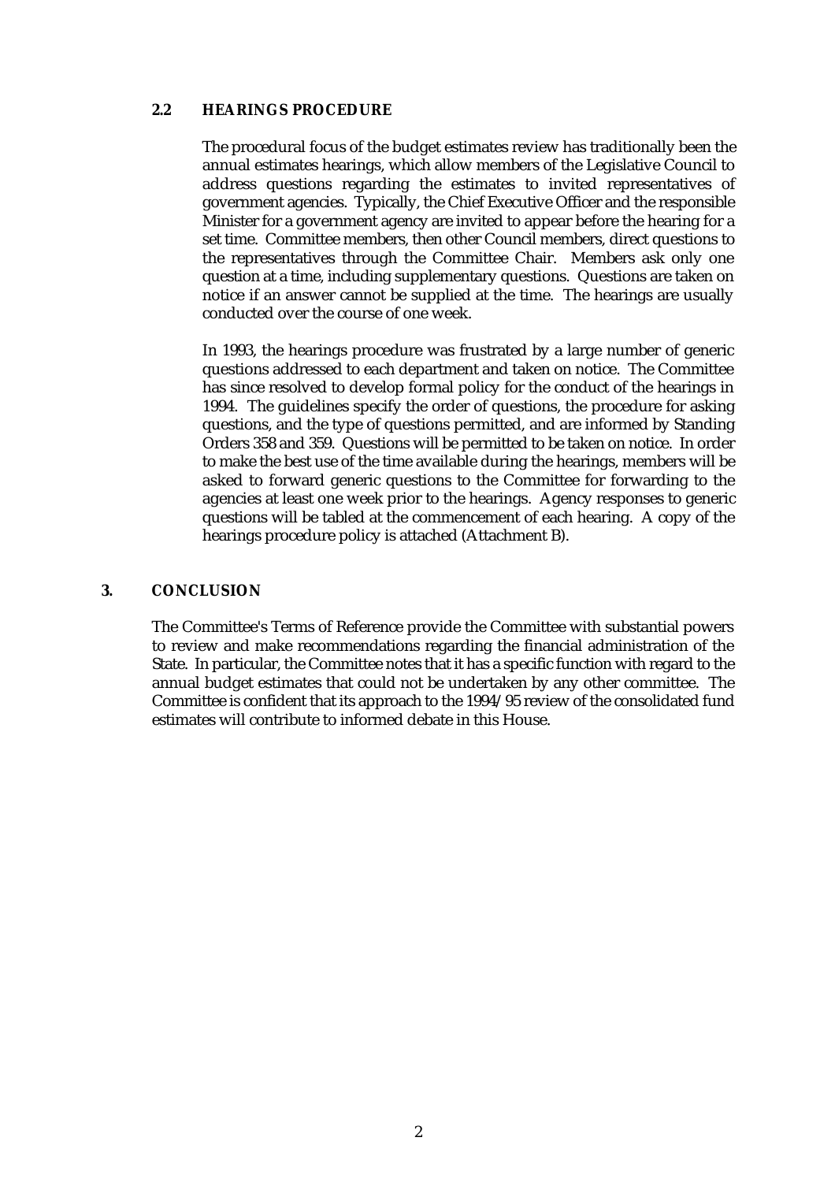### 2.2 HEARINGS PROCEDURE

The procedural focus of the budget estimates review has traditionally been the annual estimates hearings, which allow members of the Legislative Council to address questions regarding the estimates to invited representatives of government agencies. Typically, the Chief Executive Officer and the responsible Minister for a government agency are invited to appear before the hearing for a set time. Committee members, then other Council members, direct questions to the representatives through the Committee Chair. Members ask only one question at a time, including supplementary questions. Questions are taken on notice if an answer cannot be supplied at the time. The hearings are usually conducted over the course of one week.

In 1993, the hearings procedure was frustrated by a large number of generic questions addressed to each department and taken on notice. The Committee has since resolved to develop formal policy for the conduct of the hearings in 1994. The guidelines specify the order of questions, the procedure for asking questions, and the type of questions permitted, and are informed by Standing Orders 358 and 359. Questions will be permitted to be taken on notice. In order to make the best use of the time available during the hearings, members will be asked to forward generic questions to the Committee for forwarding to the agencies at least one week prior to the hearings. Agency responses to generic questions will be tabled at the commencement of each hearing. A copy of the hearings procedure policy is attached (Attachment B).

## 3. CONCLUSION

The Committee's Terms of Reference provide the Committee with substantial powers to review and make recommendations regarding the financial administration of the State. In particular, the Committee notes that it has a specific function with regard to the annual budget estimates that could not be undertaken by any other committee. The Committee is confident that its approach to the 1994/95 review of the consolidated fund estimates will contribute to informed debate in this House.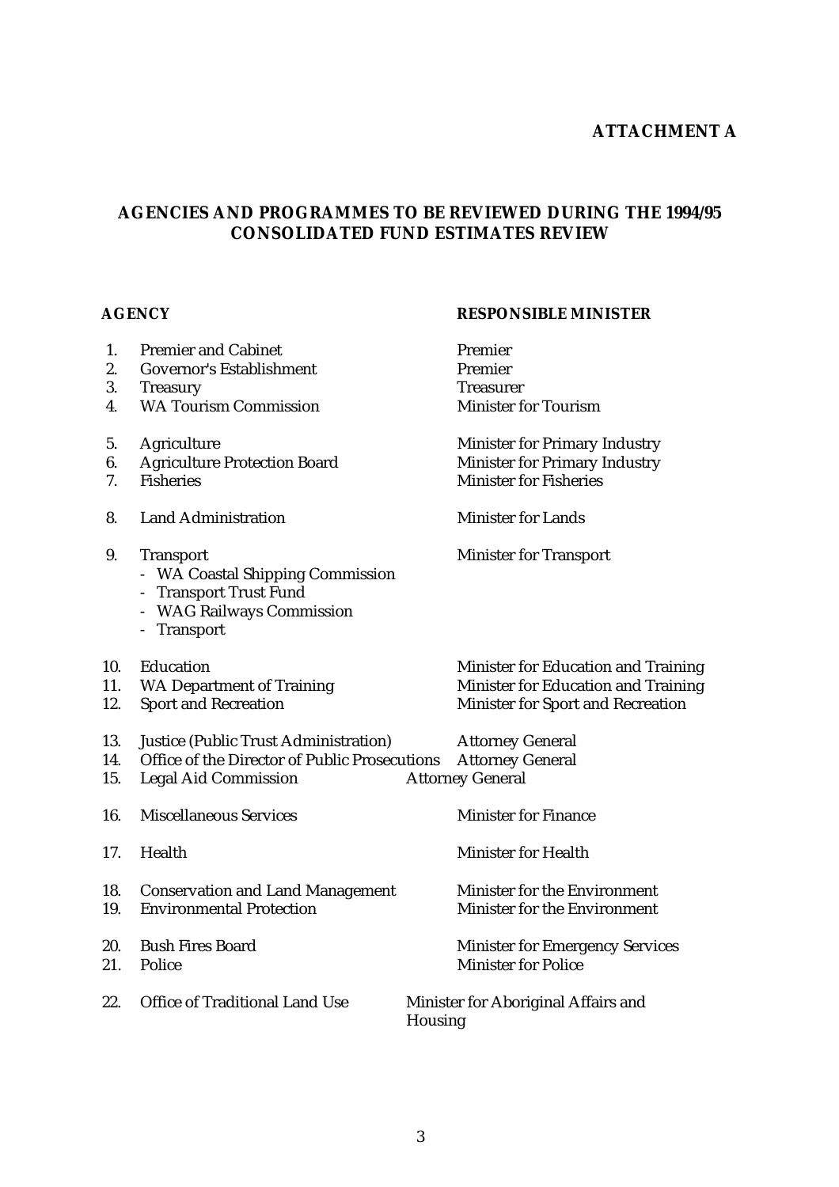**ATTACHMENT A**

## AGENCIES AND PROGRAMMES TO BE REVIEWED DURING THE 1994/95 CONSOLIDATED FUND ESTIMATES REVIEW

| | AGENCY | RESPONSIBLE MINISTER |
|---|---|---|
| 1. | Premier and Cabinet | Premier |
| 2. | Governor's Establishment | Premier |
| 3. | Treasury | Treasurer |
| 4. | WA Tourism Commission | Minister for Tourism |
| 5. | Agriculture | Minister for Primary Industry |
| 6. | Agriculture Protection Board | Minister for Primary Industry |
| 7. | Fisheries | Minister for Fisheries |
| 8. | Land Administration | Minister for Lands |
| 9. | Transport<br>- WA Coastal Shipping Commission<br>- Transport Trust Fund<br>- WAG Railways Commission<br>- Transport | Minister for Transport |
| 10. | Education | Minister for Education and Training |
| 11. | WA Department of Training | Minister for Education and Training |
| 12. | Sport and Recreation | Minister for Sport and Recreation |
| 13. | Justice (Public Trust Administration) | Attorney General |
| 14. | Office of the Director of Public Prosecutions | Attorney General |
| 15. | Legal Aid Commission | Attorney General |
| 16. | Miscellaneous Services | Minister for Finance |
| 17. | Health | Minister for Health |
| 18. | Conservation and Land Management | Minister for the Environment |
| 19. | Environmental Protection | Minister for the Environment |
| 20. | Bush Fires Board | Minister for Emergency Services |
| 21. | Police | Minister for Police |
| 22. | Office of Traditional Land Use | Minister for Aboriginal Affairs and Housing |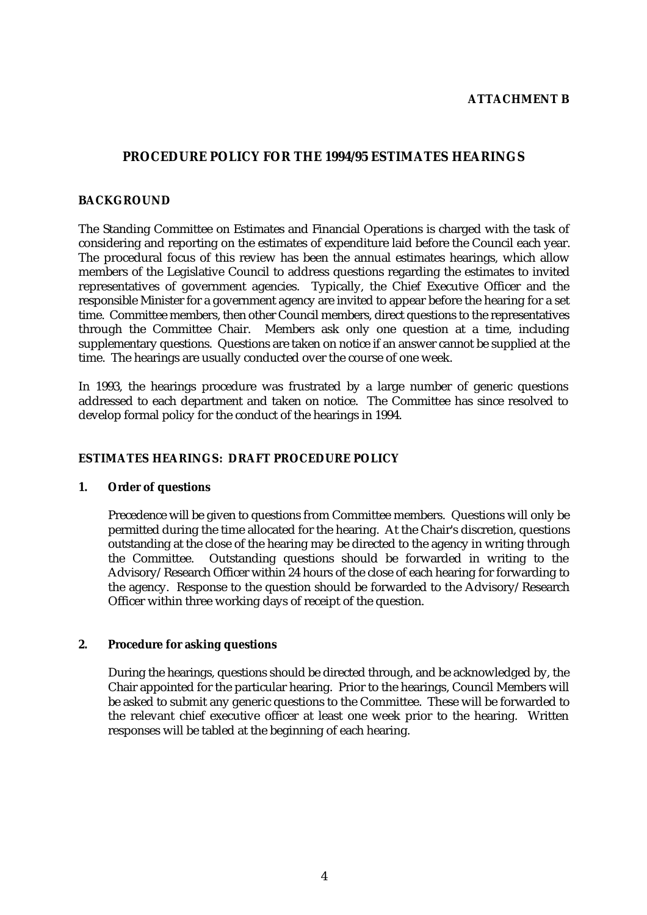**ATTACHMENT B**

# PROCEDURE POLICY FOR THE 1994/95 ESTIMATES HEARINGS

## BACKGROUND

The Standing Committee on Estimates and Financial Operations is charged with the task of considering and reporting on the estimates of expenditure laid before the Council each year. The procedural focus of this review has been the annual estimates hearings, which allow members of the Legislative Council to address questions regarding the estimates to invited representatives of government agencies. Typically, the Chief Executive Officer and the responsible Minister for a government agency are invited to appear before the hearing for a set time. Committee members, then other Council members, direct questions to the representatives through the Committee Chair. Members ask only one question at a time, including supplementary questions. Questions are taken on notice if an answer cannot be supplied at the time. The hearings are usually conducted over the course of one week.

In 1993, the hearings procedure was frustrated by a large number of generic questions addressed to each department and taken on notice. The Committee has since resolved to develop formal policy for the conduct of the hearings in 1994.

## ESTIMATES HEARINGS: DRAFT PROCEDURE POLICY

### 1. Order of questions

Precedence will be given to questions from Committee members. Questions will only be permitted during the time allocated for the hearing. At the Chair's discretion, questions outstanding at the close of the hearing may be directed to the agency in writing through the Committee. Outstanding questions should be forwarded in writing to the Advisory/Research Officer within 24 hours of the close of each hearing for forwarding to the agency. Response to the question should be forwarded to the Advisory/Research Officer within three working days of receipt of the question.

### 2. Procedure for asking questions

During the hearings, questions should be directed through, and be acknowledged by, the Chair appointed for the particular hearing. Prior to the hearings, Council Members will be asked to submit any generic questions to the Committee. These will be forwarded to the relevant chief executive officer at least one week prior to the hearing. Written responses will be tabled at the beginning of each hearing.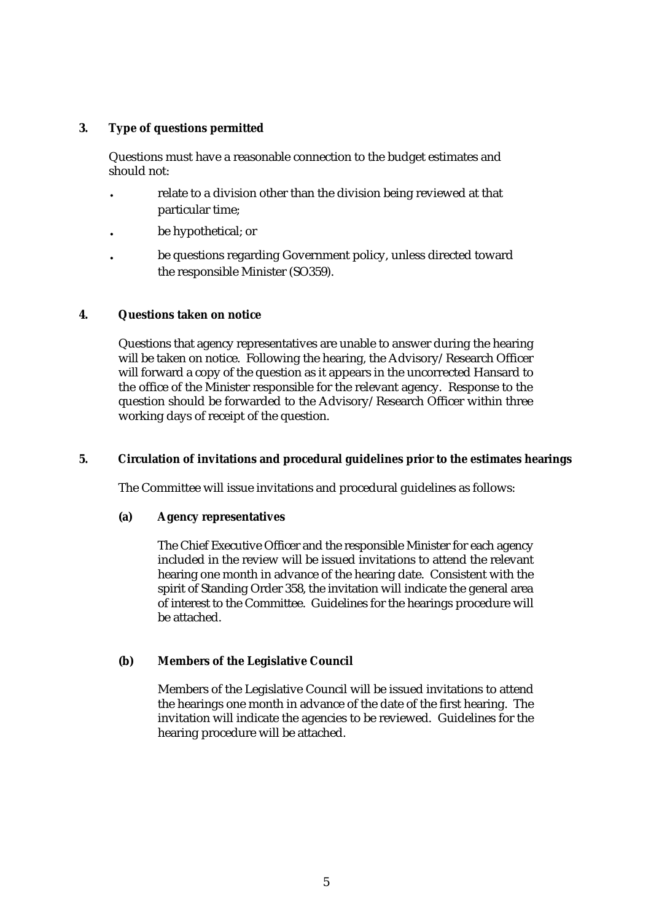**3. Type of questions permitted**

Questions must have a reasonable connection to the budget estimates and should not:

- relate to a division other than the division being reviewed at that particular time;
- be hypothetical; or
- be questions regarding Government policy, unless directed toward the responsible Minister (SO359).

**4. Questions taken on notice**

Questions that agency representatives are unable to answer during the hearing will be taken on notice. Following the hearing, the Advisory/Research Officer will forward a copy of the question as it appears in the uncorrected Hansard to the office of the Minister responsible for the relevant agency. Response to the question should be forwarded to the Advisory/Research Officer within three working days of receipt of the question.

**5. Circulation of invitations and procedural guidelines prior to the estimates hearings**

The Committee will issue invitations and procedural guidelines as follows:

**(a) Agency representatives**

The Chief Executive Officer and the responsible Minister for each agency included in the review will be issued invitations to attend the relevant hearing one month in advance of the hearing date. Consistent with the spirit of Standing Order 358, the invitation will indicate the general area of interest to the Committee. Guidelines for the hearings procedure will be attached.

**(b) Members of the Legislative Council**

Members of the Legislative Council will be issued invitations to attend the hearings one month in advance of the date of the first hearing. The invitation will indicate the agencies to be reviewed. Guidelines for the hearing procedure will be attached.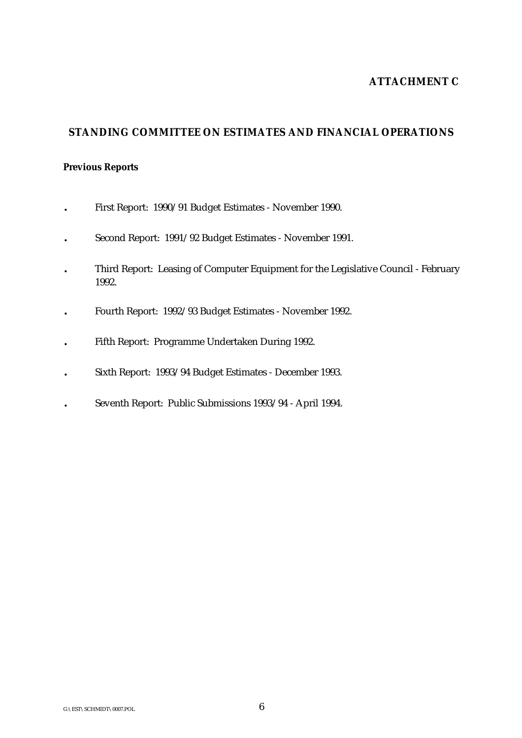**ATTACHMENT C**

## STANDING COMMITTEE ON ESTIMATES AND FINANCIAL OPERATIONS

**Previous Reports**

- First Report: 1990/91 Budget Estimates - November 1990.
- Second Report: 1991/92 Budget Estimates - November 1991.
- Third Report: Leasing of Computer Equipment for the Legislative Council - February 1992.
- Fourth Report: 1992/93 Budget Estimates - November 1992.
- Fifth Report: Programme Undertaken During 1992.
- Sixth Report: 1993/94 Budget Estimates - December 1993.
- Seventh Report: Public Submissions 1993/94 - April 1994.

G:\EST\SCHMIDT\0007.POL